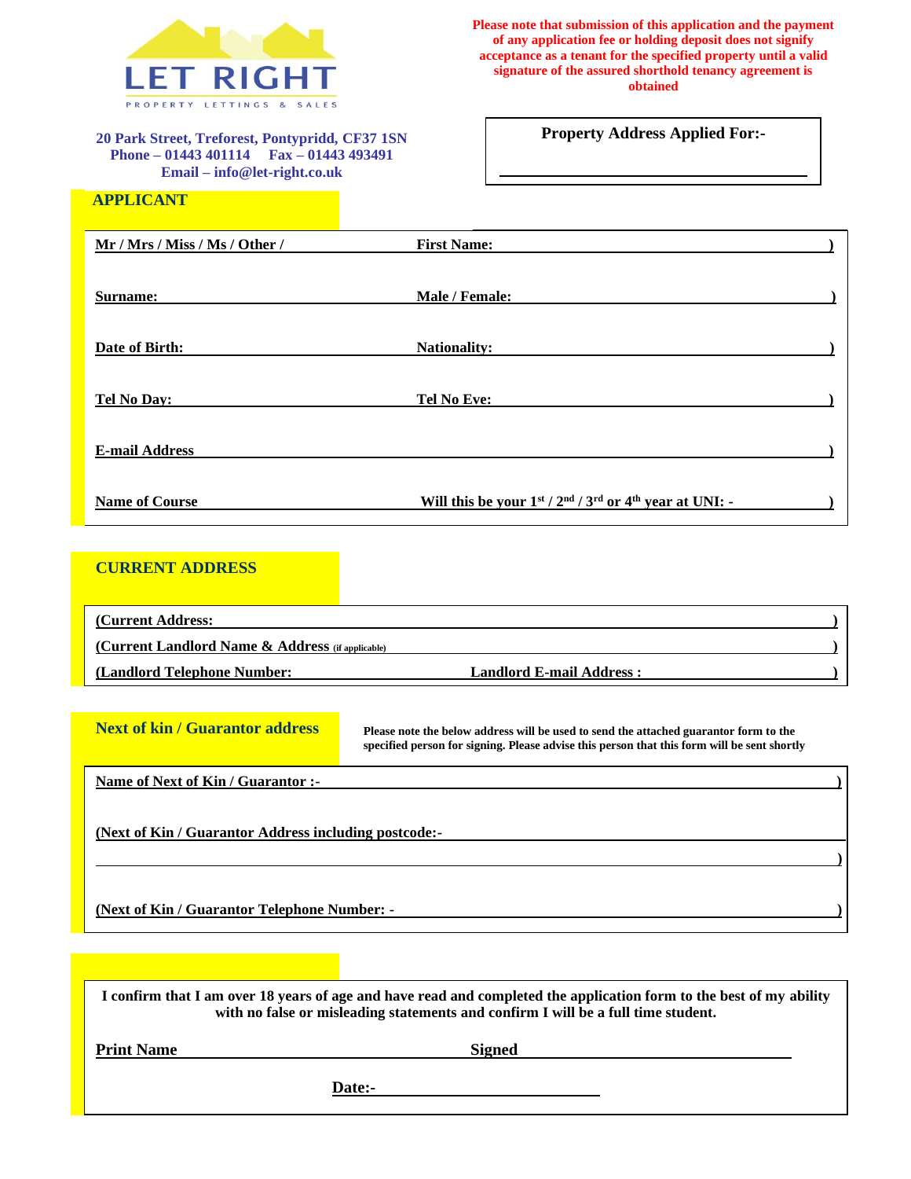**LET RIGHT**

PROPERTY LETTINGS & SALES

**Please note that submission of this application and the payment of any application fee or holding deposit does not signify acceptance as a tenant for the specified property until a valid signature of the assured shorthold tenancy agreement is obtained**

**20 Park Street, Treforest, Pontypridd, CF37 1SN**
**Phone – 01443 401114 Fax – 01443 493491**
**Email – info@let-right.co.uk**

**Property Address Applied For:-**

______________________________

## APPLICANT

**Mr / Mrs / Miss / Ms / Other /** ____________ **First Name:** ____________

**Surname:** ____________ **Male / Female:** ____________

**Date of Birth:** ____________ **Nationality:** ____________

**Tel No Day:** ____________ **Tel No Eve:** ____________

**E-mail Address** ____________

**Name of Course** ____________ **Will this be your 1st / 2nd / 3rd or 4th year at UNI: -** ____________

## CURRENT ADDRESS

**Current Address:** ____________

**Current Landlord Name & Address** (if applicable) ____________

**Landlord Telephone Number:** ____________ **Landlord E-mail Address :** ____________

## Next of kin / Guarantor address

**Please note the below address will be used to send the attached guarantor form to the specified person for signing. Please advise this person that this form will be sent shortly**

**Name of Next of Kin / Guarantor :-** ____________

**Next of Kin / Guarantor Address including postcode:-** ____________

______________________________

**Next of Kin / Guarantor Telephone Number: -** ____________

**I confirm that I am over 18 years of age and have read and completed the application form to the best of my ability with no false or misleading statements and confirm I will be a full time student.**

**Print Name** ____________ **Signed** ____________

**Date:-** ____________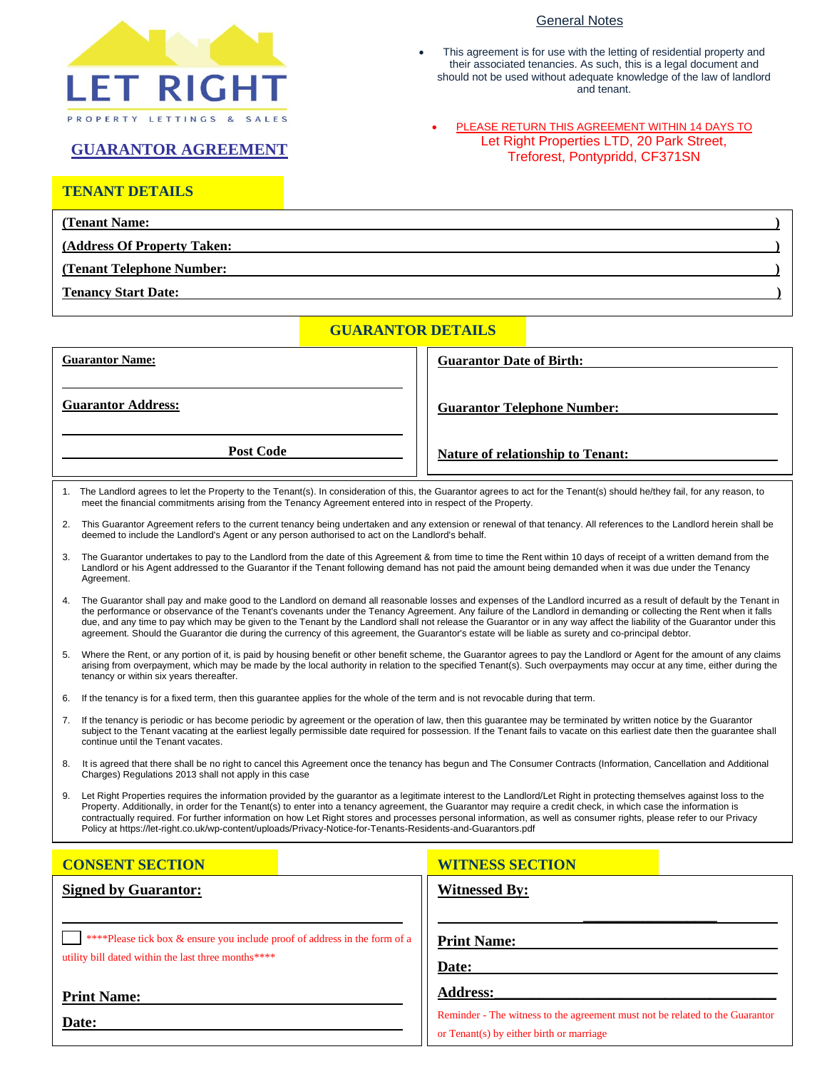LET RIGHT

PROPERTY LETTINGS & SALES

# GUARANTOR AGREEMENT

## General Notes

- This agreement is for use with the letting of residential property and their associated tenancies. As such, this is a legal document and should not be used without adequate knowledge of the law of landlord and tenant.
- PLEASE RETURN THIS AGREEMENT WITHIN 14 DAYS TO Let Right Properties LTD, 20 Park Street, Treforest, Pontypridd, CF371SN

## TENANT DETAILS

(Tenant Name: )

(Address Of Property Taken: )

(Tenant Telephone Number: )

Tenancy Start Date: )

## GUARANTOR DETAILS

Guarantor Name:

Guarantor Address:

Post Code

Guarantor Date of Birth:

Guarantor Telephone Number:

Nature of relationship to Tenant:

1. The Landlord agrees to let the Property to the Tenant(s). In consideration of this, the Guarantor agrees to act for the Tenant(s) should he/they fail, for any reason, to meet the financial commitments arising from the Tenancy Agreement entered into in respect of the Property.
2. This Guarantor Agreement refers to the current tenancy being undertaken and any extension or renewal of that tenancy. All references to the Landlord herein shall be deemed to include the Landlord's Agent or any person authorised to act on the Landlord's behalf.
3. The Guarantor undertakes to pay to the Landlord from the date of this Agreement & from time to time the Rent within 10 days of receipt of a written demand from the Landlord or his Agent addressed to the Guarantor if the Tenant following demand has not paid the amount being demanded when it was due under the Tenancy Agreement.
4. The Guarantor shall pay and make good to the Landlord on demand all reasonable losses and expenses of the Landlord incurred as a result of default by the Tenant in the performance or observance of the Tenant's covenants under the Tenancy Agreement. Any failure of the Landlord in demanding or collecting the Rent when it falls due, and any time to pay which may be given to the Tenant by the Landlord shall not release the Guarantor or in any way affect the liability of the Guarantor under this agreement. Should the Guarantor die during the currency of this agreement, the Guarantor's estate will be liable as surety and co-principal debtor.
5. Where the Rent, or any portion of it, is paid by housing benefit or other benefit scheme, the Guarantor agrees to pay the Landlord or Agent for the amount of any claims arising from overpayment, which may be made by the local authority in relation to the specified Tenant(s). Such overpayments may occur at any time, either during the tenancy or within six years thereafter.
6. If the tenancy is for a fixed term, then this guarantee applies for the whole of the term and is not revocable during that term.
7. If the tenancy is periodic or has become periodic by agreement or the operation of law, then this guarantee may be terminated by written notice by the Guarantor subject to the Tenant vacating at the earliest legally permissible date required for possession. If the Tenant fails to vacate on this earliest date then the guarantee shall continue until the Tenant vacates.
8. It is agreed that there shall be no right to cancel this Agreement once the tenancy has begun and The Consumer Contracts (Information, Cancellation and Additional Charges) Regulations 2013 shall not apply in this case
9. Let Right Properties requires the information provided by the guarantor as a legitimate interest to the Landlord/Let Right in protecting themselves against loss to the Property. Additionally, in order for the Tenant(s) to enter into a tenancy agreement, the Guarantor may require a credit check, in which case the information is contractually required. For further information on how Let Right stores and processes personal information, as well as consumer rights, please refer to our Privacy Policy at https://let-right.co.uk/wp-content/uploads/Privacy-Notice-for-Tenants-Residents-and-Guarantors.pdf

## CONSENT SECTION

Signed by Guarantor:

☐ ****Please tick box & ensure you include proof of address in the form of a utility bill dated within the last three months****

Print Name:

Date:

## WITNESS SECTION

Witnessed By:

Print Name:

Date:

Address:

Reminder - The witness to the agreement must not be related to the Guarantor or Tenant(s) by either birth or marriage